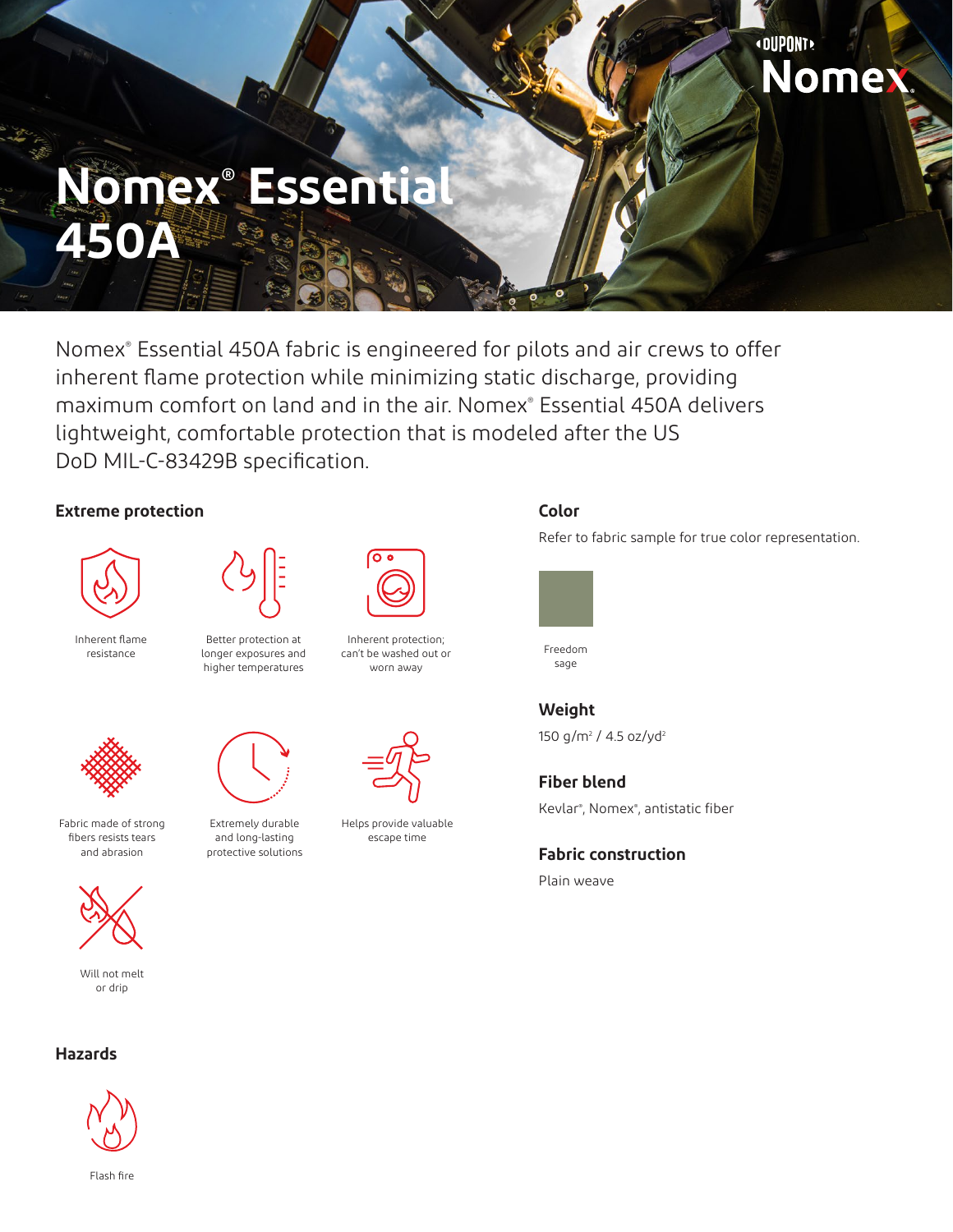# Nomex® Essential 450A

Nomex® Essential 450A fabric is engineered for pilots and air crews to offer inherent flame protection while minimizing static discharge, providing maximum comfort on land and in the air. Nomex® Essential 450A delivers lightweight, comfortable protection that is modeled after the US DoD MIL-C-83429B specification.

## Extreme protection

- Inherent flame resistance
- Better protection at longer exposures and higher temperatures
- Inherent protection; can't be washed out or worn away
- Fabric made of strong fibers resists tears and abrasion
- Extremely durable and long-lasting protective solutions
- Helps provide valuable escape time
- Will not melt or drip

## Hazards

- Flash fire

## Color

Refer to fabric sample for true color representation.

Freedom sage

## Weight

150 g/m² / 4.5 oz/yd²

## Fiber blend

Kevlar®, Nomex®, antistatic fiber

## Fabric construction

Plain weave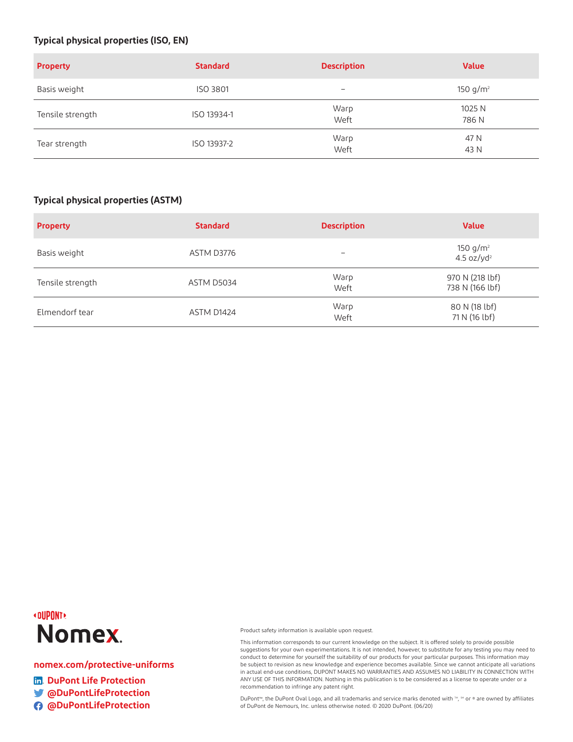### Typical physical properties (ISO, EN)

| Property | Standard | Description | Value |
|---|---|---|---|
| Basis weight | ISO 3801 | – | 150 g/m² |
| Tensile strength | ISO 13934-1 | Warp<br>Weft | 1025 N<br>786 N |
| Tear strength | ISO 13937-2 | Warp<br>Weft | 47 N<br>43 N |

### Typical physical properties (ASTM)

| Property | Standard | Description | Value |
|---|---|---|---|
| Basis weight | ASTM D3776 | – | 150 g/m²<br>4.5 oz/yd² |
| Tensile strength | ASTM D5034 | Warp<br>Weft | 970 N (218 lbf)<br>738 N (166 lbf) |
| Elmendorf tear | ASTM D1424 | Warp<br>Weft | 80 N (18 lbf)<br>71 N (16 lbf) |

DUPONT
Nomex.

**nomex.com/protective-uniforms**

**DuPont Life Protection**
**@DuPontLifeProtection**
**@DuPontLifeProtection**

Product safety information is available upon request.

This information corresponds to our current knowledge on the subject. It is offered solely to provide possible suggestions for your own experimentations. It is not intended, however, to substitute for any testing you may need to conduct to determine for yourself the suitability of our products for your particular purposes. This information may be subject to revision as new knowledge and experience becomes available. Since we cannot anticipate all variations in actual end-use conditions, DUPONT MAKES NO WARRANTIES AND ASSUMES NO LIABILITY IN CONNECTION WITH ANY USE OF THIS INFORMATION. Nothing in this publication is to be considered as a license to operate under or a recommendation to infringe any patent right.

DuPont™, the DuPont Oval Logo, and all trademarks and service marks denoted with ™, ℠ or ® are owned by affiliates of DuPont de Nemours, Inc. unless otherwise noted. © 2020 DuPont. (06/20)